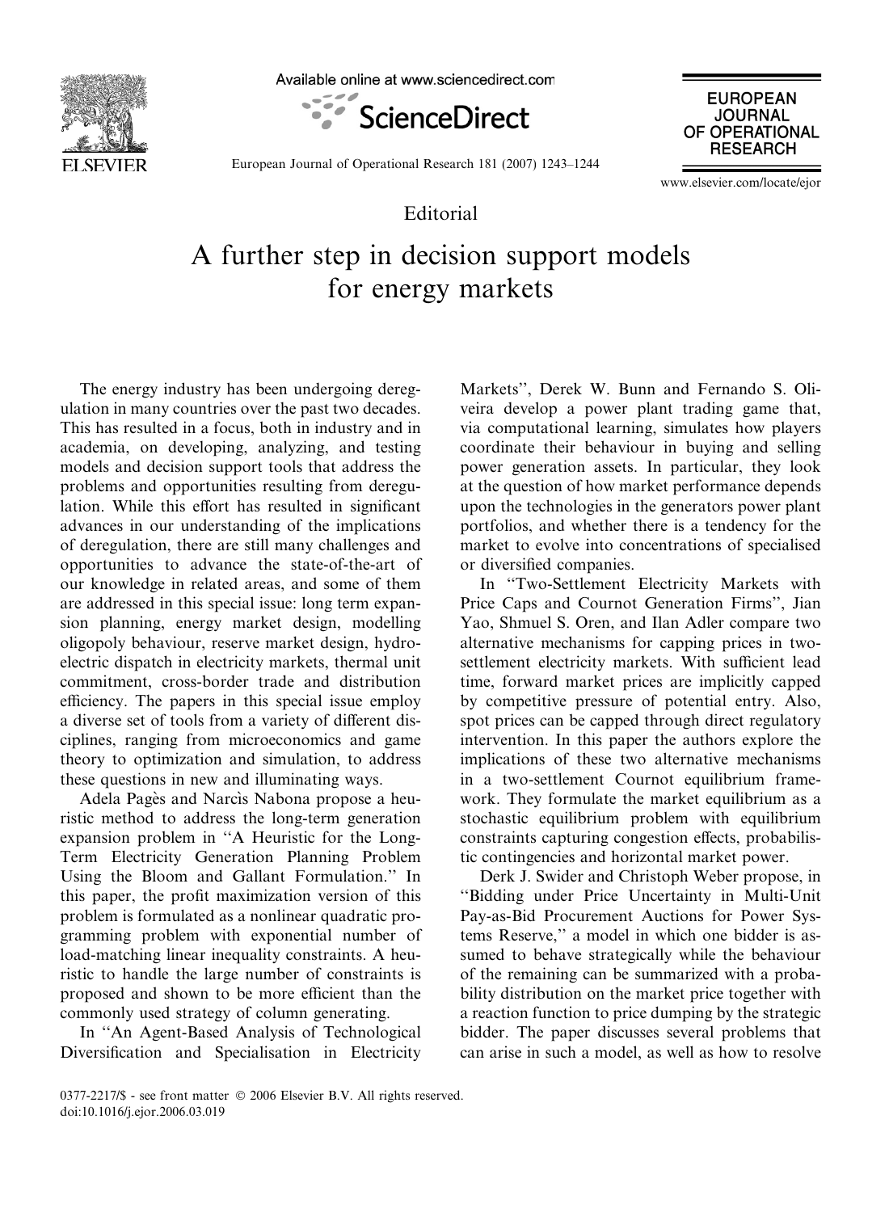Editorial

# A further step in decision support models for energy markets

The energy industry has been undergoing deregulation in many countries over the past two decades. This has resulted in a focus, both in industry and in academia, on developing, analyzing, and testing models and decision support tools that address the problems and opportunities resulting from deregulation. While this effort has resulted in significant advances in our understanding of the implications of deregulation, there are still many challenges and opportunities to advance the state-of-the-art of our knowledge in related areas, and some of them are addressed in this special issue: long term expansion planning, energy market design, modelling oligopoly behaviour, reserve market design, hydroelectric dispatch in electricity markets, thermal unit commitment, cross-border trade and distribution efficiency. The papers in this special issue employ a diverse set of tools from a variety of different disciplines, ranging from microeconomics and game theory to optimization and simulation, to address these questions in new and illuminating ways.

Adela Pagès and Narcís Nabona propose a heuristic method to address the long-term generation expansion problem in "A Heuristic for the Long-Term Electricity Generation Planning Problem Using the Bloom and Gallant Formulation." In this paper, the profit maximization version of this problem is formulated as a nonlinear quadratic programming problem with exponential number of load-matching linear inequality constraints. A heuristic to handle the large number of constraints is proposed and shown to be more efficient than the commonly used strategy of column generating.

In "An Agent-Based Analysis of Technological Diversification and Specialisation in Electricity Markets", Derek W. Bunn and Fernando S. Oliveira develop a power plant trading game that, via computational learning, simulates how players coordinate their behaviour in buying and selling power generation assets. In particular, they look at the question of how market performance depends upon the technologies in the generators power plant portfolios, and whether there is a tendency for the market to evolve into concentrations of specialised or diversified companies.

In "Two-Settlement Electricity Markets with Price Caps and Cournot Generation Firms", Jian Yao, Shmuel S. Oren, and Ilan Adler compare two alternative mechanisms for capping prices in two-settlement electricity markets. With sufficient lead time, forward market prices are implicitly capped by competitive pressure of potential entry. Also, spot prices can be capped through direct regulatory intervention. In this paper the authors explore the implications of these two alternative mechanisms in a two-settlement Cournot equilibrium framework. They formulate the market equilibrium as a stochastic equilibrium problem with equilibrium constraints capturing congestion effects, probabilistic contingencies and horizontal market power.

Derk J. Swider and Christoph Weber propose, in "Bidding under Price Uncertainty in Multi-Unit Pay-as-Bid Procurement Auctions for Power Systems Reserve," a model in which one bidder is assumed to behave strategically while the behaviour of the remaining can be summarized with a probability distribution on the market price together with a reaction function to price dumping by the strategic bidder. The paper discusses several problems that can arise in such a model, as well as how to resolve

0377-2217/$ - see front matter © 2006 Elsevier B.V. All rights reserved.
doi:10.1016/j.ejor.2006.03.019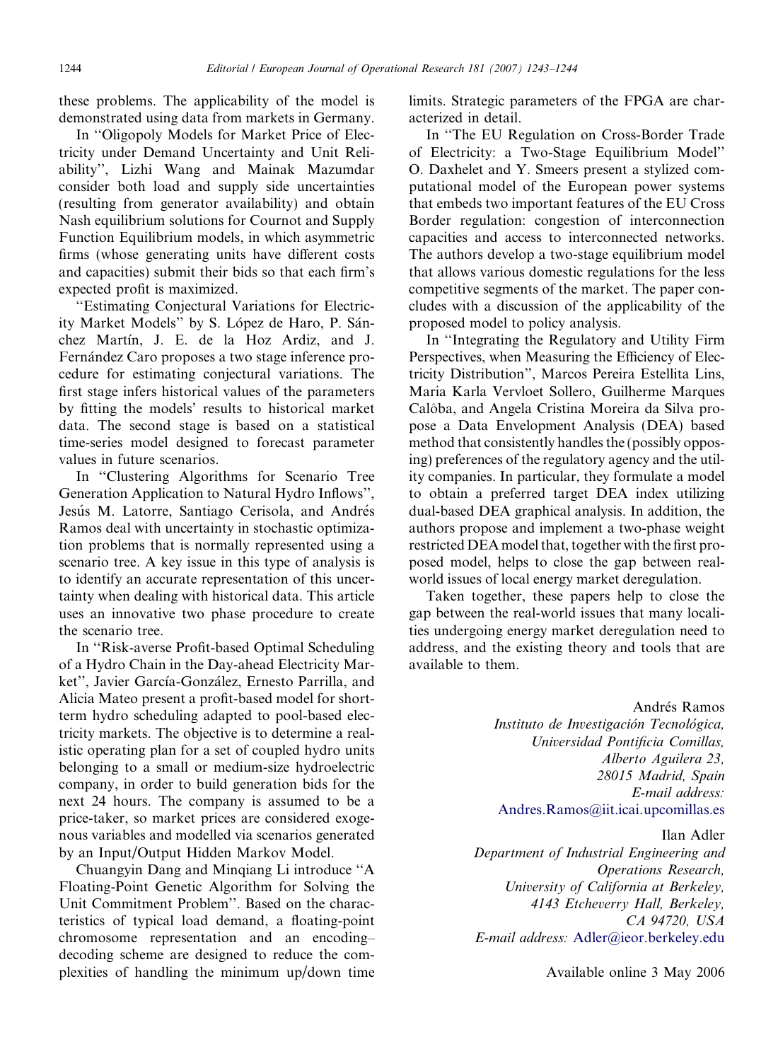these problems. The applicability of the model is demonstrated using data from markets in Germany.

In "Oligopoly Models for Market Price of Electricity under Demand Uncertainty and Unit Reliability", Lizhi Wang and Mainak Mazumdar consider both load and supply side uncertainties (resulting from generator availability) and obtain Nash equilibrium solutions for Cournot and Supply Function Equilibrium models, in which asymmetric firms (whose generating units have different costs and capacities) submit their bids so that each firm's expected profit is maximized.

"Estimating Conjectural Variations for Electricity Market Models" by S. López de Haro, P. Sánchez Martín, J. E. de la Hoz Ardiz, and J. Fernández Caro proposes a two stage inference procedure for estimating conjectural variations. The first stage infers historical values of the parameters by fitting the models' results to historical market data. The second stage is based on a statistical time-series model designed to forecast parameter values in future scenarios.

In "Clustering Algorithms for Scenario Tree Generation Application to Natural Hydro Inflows", Jesús M. Latorre, Santiago Cerisola, and Andrés Ramos deal with uncertainty in stochastic optimization problems that is normally represented using a scenario tree. A key issue in this type of analysis is to identify an accurate representation of this uncertainty when dealing with historical data. This article uses an innovative two phase procedure to create the scenario tree.

In "Risk-averse Profit-based Optimal Scheduling of a Hydro Chain in the Day-ahead Electricity Market", Javier García-González, Ernesto Parrilla, and Alicia Mateo present a profit-based model for short-term hydro scheduling adapted to pool-based electricity markets. The objective is to determine a realistic operating plan for a set of coupled hydro units belonging to a small or medium-size hydroelectric company, in order to build generation bids for the next 24 hours. The company is assumed to be a price-taker, so market prices are considered exogenous variables and modelled via scenarios generated by an Input/Output Hidden Markov Model.

Chuangyin Dang and Minqiang Li introduce "A Floating-Point Genetic Algorithm for Solving the Unit Commitment Problem". Based on the characteristics of typical load demand, a floating-point chromosome representation and an encoding–decoding scheme are designed to reduce the complexities of handling the minimum up/down time limits. Strategic parameters of the FPGA are characterized in detail.

In "The EU Regulation on Cross-Border Trade of Electricity: a Two-Stage Equilibrium Model" O. Daxhelet and Y. Smeers present a stylized computational model of the European power systems that embeds two important features of the EU Cross Border regulation: congestion of interconnection capacities and access to interconnected networks. The authors develop a two-stage equilibrium model that allows various domestic regulations for the less competitive segments of the market. The paper concludes with a discussion of the applicability of the proposed model to policy analysis.

In "Integrating the Regulatory and Utility Firm Perspectives, when Measuring the Efficiency of Electricity Distribution", Marcos Pereira Estellita Lins, Maria Karla Vervloet Sollero, Guilherme Marques Calôba, and Angela Cristina Moreira da Silva propose a Data Envelopment Analysis (DEA) based method that consistently handles the (possibly opposing) preferences of the regulatory agency and the utility companies. In particular, they formulate a model to obtain a preferred target DEA index utilizing dual-based DEA graphical analysis. In addition, the authors propose and implement a two-phase weight restricted DEA model that, together with the first proposed model, helps to close the gap between real-world issues of local energy market deregulation.

Taken together, these papers help to close the gap between the real-world issues that many localities undergoing energy market deregulation need to address, and the existing theory and tools that are available to them.

Andrés Ramos
*Instituto de Investigación Tecnológica,*
*Universidad Pontificia Comillas,*
*Alberto Aguilera 23,*
*28015 Madrid, Spain*
*E-mail address:*
Andres.Ramos@iit.icai.upcomillas.es

Ilan Adler
*Department of Industrial Engineering and*
*Operations Research,*
*University of California at Berkeley,*
*4143 Etcheverry Hall, Berkeley,*
*CA 94720, USA*
*E-mail address:* Adler@ieor.berkeley.edu

Available online 3 May 2006